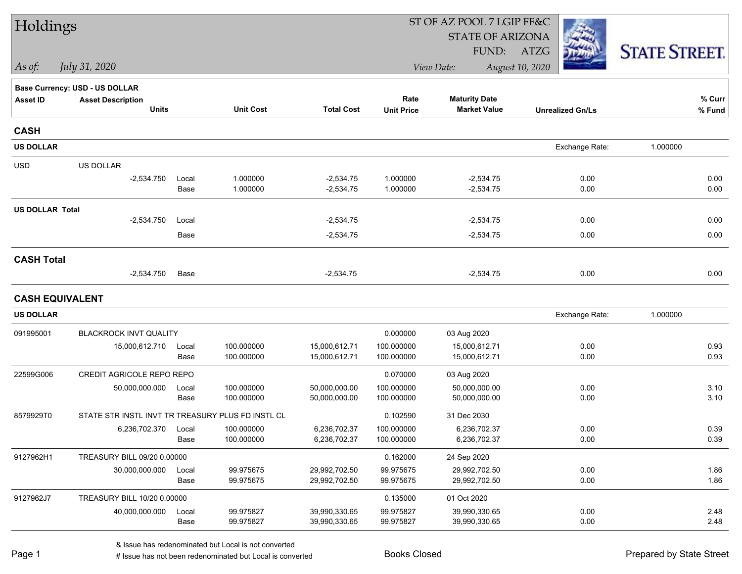# Holdings

ST OF AZ POOL 7 LGIP FF&C
STATE OF ARIZONA
FUND: ATZG

*As of: July 31, 2020*

*View Date: August 10, 2020*

STATE STREET.

**Base Currency: USD - US DOLLAR**

| Asset ID | Asset Description / Units | | Unit Cost | Total Cost | Rate / Unit Price | Maturity Date / Market Value | Unrealized Gn/Ls | % Curr / % Fund |
|---|---|---|---|---|---|---|---|---|
| **CASH** | | | | | | | | |
| **US DOLLAR** | | | | | | | Exchange Rate: | 1.000000 |
| USD | US DOLLAR | | | | | | | |
| | -2,534.750 | Local | 1.000000 | -2,534.75 | 1.000000 | -2,534.75 | 0.00 | 0.00 |
| | | Base | 1.000000 | -2,534.75 | 1.000000 | -2,534.75 | 0.00 | 0.00 |
| **US DOLLAR Total** | | | | | | | | |
| | -2,534.750 | Local | | -2,534.75 | | -2,534.75 | 0.00 | 0.00 |
| | | Base | | -2,534.75 | | -2,534.75 | 0.00 | 0.00 |
| **CASH Total** | | | | | | | | |
| | -2,534.750 | Base | | -2,534.75 | | -2,534.75 | 0.00 | 0.00 |
| **CASH EQUIVALENT** | | | | | | | | |
| **US DOLLAR** | | | | | | | Exchange Rate: | 1.000000 |
| 091995001 | BLACKROCK INVT QUALITY | | | | 0.000000 | 03 Aug 2020 | | |
| | 15,000,612.710 | Local | 100.000000 | 15,000,612.71 | 100.000000 | 15,000,612.71 | 0.00 | 0.93 |
| | | Base | 100.000000 | 15,000,612.71 | 100.000000 | 15,000,612.71 | 0.00 | 0.93 |
| 22599G006 | CREDIT AGRICOLE REPO REPO | | | | 0.070000 | 03 Aug 2020 | | |
| | 50,000,000.000 | Local | 100.000000 | 50,000,000.00 | 100.000000 | 50,000,000.00 | 0.00 | 3.10 |
| | | Base | 100.000000 | 50,000,000.00 | 100.000000 | 50,000,000.00 | 0.00 | 3.10 |
| 8579929T0 | STATE STR INSTL INVT TR TREASURY PLUS FD INSTL CL | | | | 0.102590 | 31 Dec 2030 | | |
| | 6,236,702.370 | Local | 100.000000 | 6,236,702.37 | 100.000000 | 6,236,702.37 | 0.00 | 0.39 |
| | | Base | 100.000000 | 6,236,702.37 | 100.000000 | 6,236,702.37 | 0.00 | 0.39 |
| 9127962H1 | TREASURY BILL 09/20 0.00000 | | | | 0.162000 | 24 Sep 2020 | | |
| | 30,000,000.000 | Local | 99.975675 | 29,992,702.50 | 99.975675 | 29,992,702.50 | 0.00 | 1.86 |
| | | Base | 99.975675 | 29,992,702.50 | 99.975675 | 29,992,702.50 | 0.00 | 1.86 |
| 9127962J7 | TREASURY BILL 10/20 0.00000 | | | | 0.135000 | 01 Oct 2020 | | |
| | 40,000,000.000 | Local | 99.975827 | 39,990,330.65 | 99.975827 | 39,990,330.65 | 0.00 | 2.48 |
| | | Base | 99.975827 | 39,990,330.65 | 99.975827 | 39,990,330.65 | 0.00 | 2.48 |

& Issue has redenominated but Local is not converted
# Issue has not been redenominated but Local is converted

Books Closed

Prepared by State Street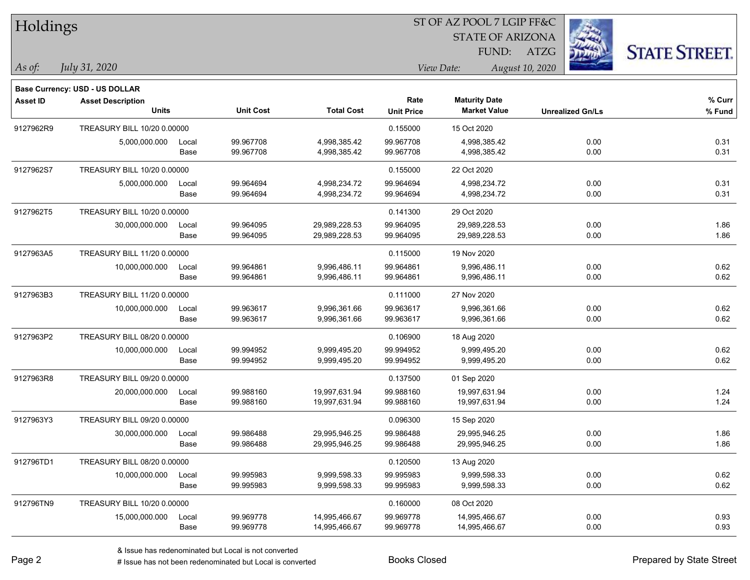# Holdings

ST OF AZ POOL 7 LGIP FF&C
STATE OF ARIZONA
FUND: ATZG

*As of:* *July 31, 2020*

*View Date:* *August 10, 2020*

**Base Currency: USD - US DOLLAR**

| Asset ID | Asset Description / Units | | Unit Cost | Total Cost | Rate / Unit Price | Maturity Date / Market Value | Unrealized Gn/Ls | % Curr / % Fund |
|---|---|---|---|---|---|---|---|---|
| 9127962R9 | TREASURY BILL 10/20 0.00000 | | | | 0.155000 | 15 Oct 2020 | | |
| | 5,000,000.000 | Local | 99.967708 | 4,998,385.42 | 99.967708 | 4,998,385.42 | 0.00 | 0.31 |
| | | Base | 99.967708 | 4,998,385.42 | 99.967708 | 4,998,385.42 | 0.00 | 0.31 |
| 9127962S7 | TREASURY BILL 10/20 0.00000 | | | | 0.155000 | 22 Oct 2020 | | |
| | 5,000,000.000 | Local | 99.964694 | 4,998,234.72 | 99.964694 | 4,998,234.72 | 0.00 | 0.31 |
| | | Base | 99.964694 | 4,998,234.72 | 99.964694 | 4,998,234.72 | 0.00 | 0.31 |
| 9127962T5 | TREASURY BILL 10/20 0.00000 | | | | 0.141300 | 29 Oct 2020 | | |
| | 30,000,000.000 | Local | 99.964095 | 29,989,228.53 | 99.964095 | 29,989,228.53 | 0.00 | 1.86 |
| | | Base | 99.964095 | 29,989,228.53 | 99.964095 | 29,989,228.53 | 0.00 | 1.86 |
| 9127963A5 | TREASURY BILL 11/20 0.00000 | | | | 0.115000 | 19 Nov 2020 | | |
| | 10,000,000.000 | Local | 99.964861 | 9,996,486.11 | 99.964861 | 9,996,486.11 | 0.00 | 0.62 |
| | | Base | 99.964861 | 9,996,486.11 | 99.964861 | 9,996,486.11 | 0.00 | 0.62 |
| 9127963B3 | TREASURY BILL 11/20 0.00000 | | | | 0.111000 | 27 Nov 2020 | | |
| | 10,000,000.000 | Local | 99.963617 | 9,996,361.66 | 99.963617 | 9,996,361.66 | 0.00 | 0.62 |
| | | Base | 99.963617 | 9,996,361.66 | 99.963617 | 9,996,361.66 | 0.00 | 0.62 |
| 9127963P2 | TREASURY BILL 08/20 0.00000 | | | | 0.106900 | 18 Aug 2020 | | |
| | 10,000,000.000 | Local | 99.994952 | 9,999,495.20 | 99.994952 | 9,999,495.20 | 0.00 | 0.62 |
| | | Base | 99.994952 | 9,999,495.20 | 99.994952 | 9,999,495.20 | 0.00 | 0.62 |
| 9127963R8 | TREASURY BILL 09/20 0.00000 | | | | 0.137500 | 01 Sep 2020 | | |
| | 20,000,000.000 | Local | 99.988160 | 19,997,631.94 | 99.988160 | 19,997,631.94 | 0.00 | 1.24 |
| | | Base | 99.988160 | 19,997,631.94 | 99.988160 | 19,997,631.94 | 0.00 | 1.24 |
| 9127963Y3 | TREASURY BILL 09/20 0.00000 | | | | 0.096300 | 15 Sep 2020 | | |
| | 30,000,000.000 | Local | 99.986488 | 29,995,946.25 | 99.986488 | 29,995,946.25 | 0.00 | 1.86 |
| | | Base | 99.986488 | 29,995,946.25 | 99.986488 | 29,995,946.25 | 0.00 | 1.86 |
| 912796TD1 | TREASURY BILL 08/20 0.00000 | | | | 0.120500 | 13 Aug 2020 | | |
| | 10,000,000.000 | Local | 99.995983 | 9,999,598.33 | 99.995983 | 9,999,598.33 | 0.00 | 0.62 |
| | | Base | 99.995983 | 9,999,598.33 | 99.995983 | 9,999,598.33 | 0.00 | 0.62 |
| 912796TN9 | TREASURY BILL 10/20 0.00000 | | | | 0.160000 | 08 Oct 2020 | | |
| | 15,000,000.000 | Local | 99.969778 | 14,995,466.67 | 99.969778 | 14,995,466.67 | 0.00 | 0.93 |
| | | Base | 99.969778 | 14,995,466.67 | 99.969778 | 14,995,466.67 | 0.00 | 0.93 |

& Issue has redenominated but Local is not converted
# Issue has not been redenominated but Local is converted

Books Closed

Prepared by State Street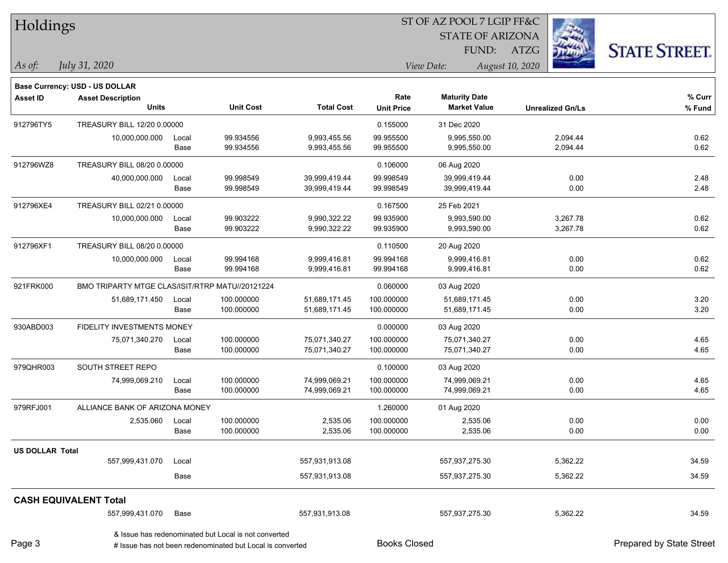# Holdings

ST OF AZ POOL 7 LGIP FF&C
STATE OF ARIZONA
FUND: ATZG

*As of:* *July 31, 2020*

*View Date:* *August 10, 2020*

**Base Currency: USD - US DOLLAR**

| Asset ID | Asset Description / Units | | Unit Cost | Total Cost | Rate / Unit Price | Maturity Date / Market Value | Unrealized Gn/Ls | % Curr / % Fund |
|---|---|---|---|---|---|---|---|---|
| 912796TY5 | TREASURY BILL 12/20 0.00000 | | | | 0.155000 | 31 Dec 2020 | | |
| | 10,000,000.000 | Local | 99.934556 | 9,993,455.56 | 99.955500 | 9,995,550.00 | 2,094.44 | 0.62 |
| | | Base | 99.934556 | 9,993,455.56 | 99.955500 | 9,995,550.00 | 2,094.44 | 0.62 |
| 912796WZ8 | TREASURY BILL 08/20 0.00000 | | | | 0.106000 | 06 Aug 2020 | | |
| | 40,000,000.000 | Local | 99.998549 | 39,999,419.44 | 99.998549 | 39,999,419.44 | 0.00 | 2.48 |
| | | Base | 99.998549 | 39,999,419.44 | 99.998549 | 39,999,419.44 | 0.00 | 2.48 |
| 912796XE4 | TREASURY BILL 02/21 0.00000 | | | | 0.167500 | 25 Feb 2021 | | |
| | 10,000,000.000 | Local | 99.903222 | 9,990,322.22 | 99.935900 | 9,993,590.00 | 3,267.78 | 0.62 |
| | | Base | 99.903222 | 9,990,322.22 | 99.935900 | 9,993,590.00 | 3,267.78 | 0.62 |
| 912796XF1 | TREASURY BILL 08/20 0.00000 | | | | 0.110500 | 20 Aug 2020 | | |
| | 10,000,000.000 | Local | 99.994168 | 9,999,416.81 | 99.994168 | 9,999,416.81 | 0.00 | 0.62 |
| | | Base | 99.994168 | 9,999,416.81 | 99.994168 | 9,999,416.81 | 0.00 | 0.62 |
| 921FRK000 | BMO TRIPARTY MTGE CLAS/ISIT/RTRP MATU//20121224 | | | | 0.060000 | 03 Aug 2020 | | |
| | 51,689,171.450 | Local | 100.000000 | 51,689,171.45 | 100.000000 | 51,689,171.45 | 0.00 | 3.20 |
| | | Base | 100.000000 | 51,689,171.45 | 100.000000 | 51,689,171.45 | 0.00 | 3.20 |
| 930ABD003 | FIDELITY INVESTMENTS MONEY | | | | 0.000000 | 03 Aug 2020 | | |
| | 75,071,340.270 | Local | 100.000000 | 75,071,340.27 | 100.000000 | 75,071,340.27 | 0.00 | 4.65 |
| | | Base | 100.000000 | 75,071,340.27 | 100.000000 | 75,071,340.27 | 0.00 | 4.65 |
| 979QHR003 | SOUTH STREET REPO | | | | 0.100000 | 03 Aug 2020 | | |
| | 74,999,069.210 | Local | 100.000000 | 74,999,069.21 | 100.000000 | 74,999,069.21 | 0.00 | 4.65 |
| | | Base | 100.000000 | 74,999,069.21 | 100.000000 | 74,999,069.21 | 0.00 | 4.65 |
| 979RFJ001 | ALLIANCE BANK OF ARIZONA MONEY | | | | 1.260000 | 01 Aug 2020 | | |
| | 2,535.060 | Local | 100.000000 | 2,535.06 | 100.000000 | 2,535.06 | 0.00 | 0.00 |
| | | Base | 100.000000 | 2,535.06 | 100.000000 | 2,535.06 | 0.00 | 0.00 |
| **US DOLLAR Total** | | | | | | | | |
| | 557,999,431.070 | Local | | 557,931,913.08 | | 557,937,275.30 | 5,362.22 | 34.59 |
| | | Base | | 557,931,913.08 | | 557,937,275.30 | 5,362.22 | 34.59 |
| **CASH EQUIVALENT Total** | | | | | | | | |
| | 557,999,431.070 | Base | | 557,931,913.08 | | 557,937,275.30 | 5,362.22 | 34.59 |

& Issue has redenominated but Local is not converted
# Issue has not been redenominated but Local is converted

Books Closed

Prepared by State Street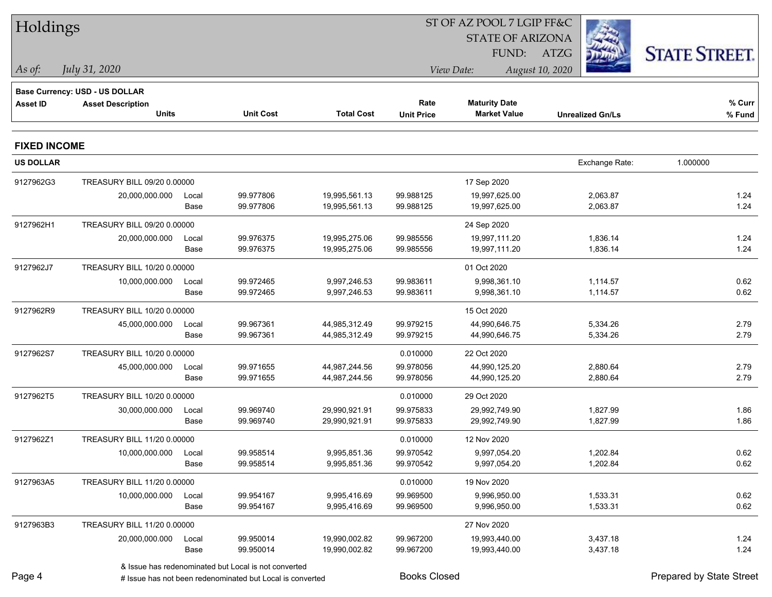# Holdings

ST OF AZ POOL 7 LGIP FF&C
STATE OF ARIZONA
FUND: ATZG

*As of:* *July 31, 2020*

*View Date:* *August 10, 2020*

**STATE STREET.**

**Base Currency: USD - US DOLLAR**

## FIXED INCOME

**US DOLLAR** — Exchange Rate: 1.000000

| Asset ID | Asset Description / Units | | Unit Cost | Total Cost | Rate / Unit Price | Maturity Date / Market Value | Unrealized Gn/Ls | % Curr / % Fund |
|---|---|---|---|---|---|---|---|---|
| 9127962G3 | TREASURY BILL 09/20 0.00000 | | | | | 17 Sep 2020 | | |
| | 20,000,000.000 | Local | 99.977806 | 19,995,561.13 | 99.988125 | 19,997,625.00 | 2,063.87 | 1.24 |
| | | Base | 99.977806 | 19,995,561.13 | 99.988125 | 19,997,625.00 | 2,063.87 | 1.24 |
| 9127962H1 | TREASURY BILL 09/20 0.00000 | | | | | 24 Sep 2020 | | |
| | 20,000,000.000 | Local | 99.976375 | 19,995,275.06 | 99.985556 | 19,997,111.20 | 1,836.14 | 1.24 |
| | | Base | 99.976375 | 19,995,275.06 | 99.985556 | 19,997,111.20 | 1,836.14 | 1.24 |
| 9127962J7 | TREASURY BILL 10/20 0.00000 | | | | | 01 Oct 2020 | | |
| | 10,000,000.000 | Local | 99.972465 | 9,997,246.53 | 99.983611 | 9,998,361.10 | 1,114.57 | 0.62 |
| | | Base | 99.972465 | 9,997,246.53 | 99.983611 | 9,998,361.10 | 1,114.57 | 0.62 |
| 9127962R9 | TREASURY BILL 10/20 0.00000 | | | | | 15 Oct 2020 | | |
| | 45,000,000.000 | Local | 99.967361 | 44,985,312.49 | 99.979215 | 44,990,646.75 | 5,334.26 | 2.79 |
| | | Base | 99.967361 | 44,985,312.49 | 99.979215 | 44,990,646.75 | 5,334.26 | 2.79 |
| 9127962S7 | TREASURY BILL 10/20 0.00000 | | | | 0.010000 | 22 Oct 2020 | | |
| | 45,000,000.000 | Local | 99.971655 | 44,987,244.56 | 99.978056 | 44,990,125.20 | 2,880.64 | 2.79 |
| | | Base | 99.971655 | 44,987,244.56 | 99.978056 | 44,990,125.20 | 2,880.64 | 2.79 |
| 9127962T5 | TREASURY BILL 10/20 0.00000 | | | | 0.010000 | 29 Oct 2020 | | |
| | 30,000,000.000 | Local | 99.969740 | 29,990,921.91 | 99.975833 | 29,992,749.90 | 1,827.99 | 1.86 |
| | | Base | 99.969740 | 29,990,921.91 | 99.975833 | 29,992,749.90 | 1,827.99 | 1.86 |
| 9127962Z1 | TREASURY BILL 11/20 0.00000 | | | | 0.010000 | 12 Nov 2020 | | |
| | 10,000,000.000 | Local | 99.958514 | 9,995,851.36 | 99.970542 | 9,997,054.20 | 1,202.84 | 0.62 |
| | | Base | 99.958514 | 9,995,851.36 | 99.970542 | 9,997,054.20 | 1,202.84 | 0.62 |
| 9127963A5 | TREASURY BILL 11/20 0.00000 | | | | 0.010000 | 19 Nov 2020 | | |
| | 10,000,000.000 | Local | 99.954167 | 9,995,416.69 | 99.969500 | 9,996,950.00 | 1,533.31 | 0.62 |
| | | Base | 99.954167 | 9,995,416.69 | 99.969500 | 9,996,950.00 | 1,533.31 | 0.62 |
| 9127963B3 | TREASURY BILL 11/20 0.00000 | | | | | 27 Nov 2020 | | |
| | 20,000,000.000 | Local | 99.950014 | 19,990,002.82 | 99.967200 | 19,993,440.00 | 3,437.18 | 1.24 |
| | | Base | 99.950014 | 19,990,002.82 | 99.967200 | 19,993,440.00 | 3,437.18 | 1.24 |

& Issue has redenominated but Local is not converted
# Issue has not been redenominated but Local is converted

Books Closed

Prepared by State Street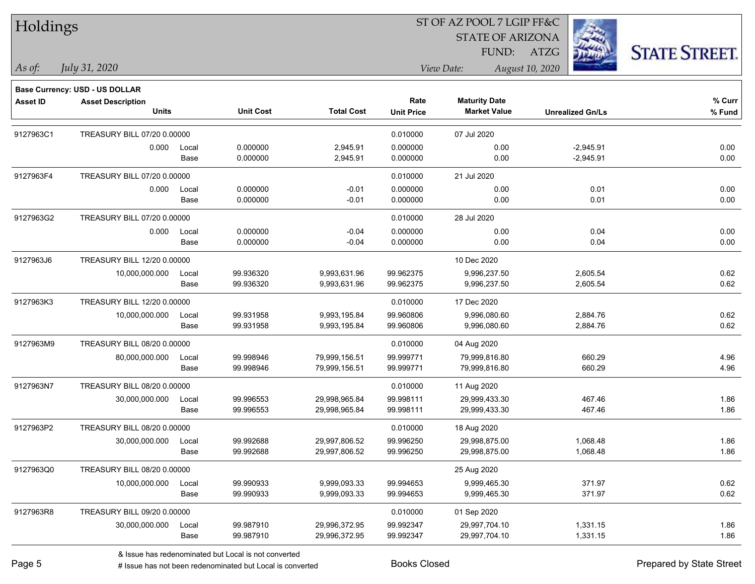# Holdings

ST OF AZ POOL 7 LGIP FF&C
STATE OF ARIZONA
FUND: ATZG

*As of:* *July 31, 2020*

*View Date:* *August 10, 2020*

**Base Currency: USD - US DOLLAR**

| Asset ID | Asset Description / Units | | Unit Cost | Total Cost | Rate / Unit Price | Maturity Date / Market Value | Unrealized Gn/Ls | % Curr / % Fund |
|---|---|---|---|---|---|---|---|---|
| 9127963C1 | TREASURY BILL 07/20 0.00000 | | | | 0.010000 | 07 Jul 2020 | | |
| | 0.000 | Local | 0.000000 | 2,945.91 | 0.000000 | 0.00 | -2,945.91 | 0.00 |
| | | Base | 0.000000 | 2,945.91 | 0.000000 | 0.00 | -2,945.91 | 0.00 |
| 9127963F4 | TREASURY BILL 07/20 0.00000 | | | | 0.010000 | 21 Jul 2020 | | |
| | 0.000 | Local | 0.000000 | -0.01 | 0.000000 | 0.00 | 0.01 | 0.00 |
| | | Base | 0.000000 | -0.01 | 0.000000 | 0.00 | 0.01 | 0.00 |
| 9127963G2 | TREASURY BILL 07/20 0.00000 | | | | 0.010000 | 28 Jul 2020 | | |
| | 0.000 | Local | 0.000000 | -0.04 | 0.000000 | 0.00 | 0.04 | 0.00 |
| | | Base | 0.000000 | -0.04 | 0.000000 | 0.00 | 0.04 | 0.00 |
| 9127963J6 | TREASURY BILL 12/20 0.00000 | | | | | 10 Dec 2020 | | |
| | 10,000,000.000 | Local | 99.936320 | 9,993,631.96 | 99.962375 | 9,996,237.50 | 2,605.54 | 0.62 |
| | | Base | 99.936320 | 9,993,631.96 | 99.962375 | 9,996,237.50 | 2,605.54 | 0.62 |
| 9127963K3 | TREASURY BILL 12/20 0.00000 | | | | 0.010000 | 17 Dec 2020 | | |
| | 10,000,000.000 | Local | 99.931958 | 9,993,195.84 | 99.960806 | 9,996,080.60 | 2,884.76 | 0.62 |
| | | Base | 99.931958 | 9,993,195.84 | 99.960806 | 9,996,080.60 | 2,884.76 | 0.62 |
| 9127963M9 | TREASURY BILL 08/20 0.00000 | | | | 0.010000 | 04 Aug 2020 | | |
| | 80,000,000.000 | Local | 99.998946 | 79,999,156.51 | 99.999771 | 79,999,816.80 | 660.29 | 4.96 |
| | | Base | 99.998946 | 79,999,156.51 | 99.999771 | 79,999,816.80 | 660.29 | 4.96 |
| 9127963N7 | TREASURY BILL 08/20 0.00000 | | | | 0.010000 | 11 Aug 2020 | | |
| | 30,000,000.000 | Local | 99.996553 | 29,998,965.84 | 99.998111 | 29,999,433.30 | 467.46 | 1.86 |
| | | Base | 99.996553 | 29,998,965.84 | 99.998111 | 29,999,433.30 | 467.46 | 1.86 |
| 9127963P2 | TREASURY BILL 08/20 0.00000 | | | | 0.010000 | 18 Aug 2020 | | |
| | 30,000,000.000 | Local | 99.992688 | 29,997,806.52 | 99.996250 | 29,998,875.00 | 1,068.48 | 1.86 |
| | | Base | 99.992688 | 29,997,806.52 | 99.996250 | 29,998,875.00 | 1,068.48 | 1.86 |
| 9127963Q0 | TREASURY BILL 08/20 0.00000 | | | | | 25 Aug 2020 | | |
| | 10,000,000.000 | Local | 99.990933 | 9,999,093.33 | 99.994653 | 9,999,465.30 | 371.97 | 0.62 |
| | | Base | 99.990933 | 9,999,093.33 | 99.994653 | 9,999,465.30 | 371.97 | 0.62 |
| 9127963R8 | TREASURY BILL 09/20 0.00000 | | | | 0.010000 | 01 Sep 2020 | | |
| | 30,000,000.000 | Local | 99.987910 | 29,996,372.95 | 99.992347 | 29,997,704.10 | 1,331.15 | 1.86 |
| | | Base | 99.987910 | 29,996,372.95 | 99.992347 | 29,997,704.10 | 1,331.15 | 1.86 |

& Issue has redenominated but Local is not converted
# Issue has not been redenominated but Local is converted

Books Closed

Prepared by State Street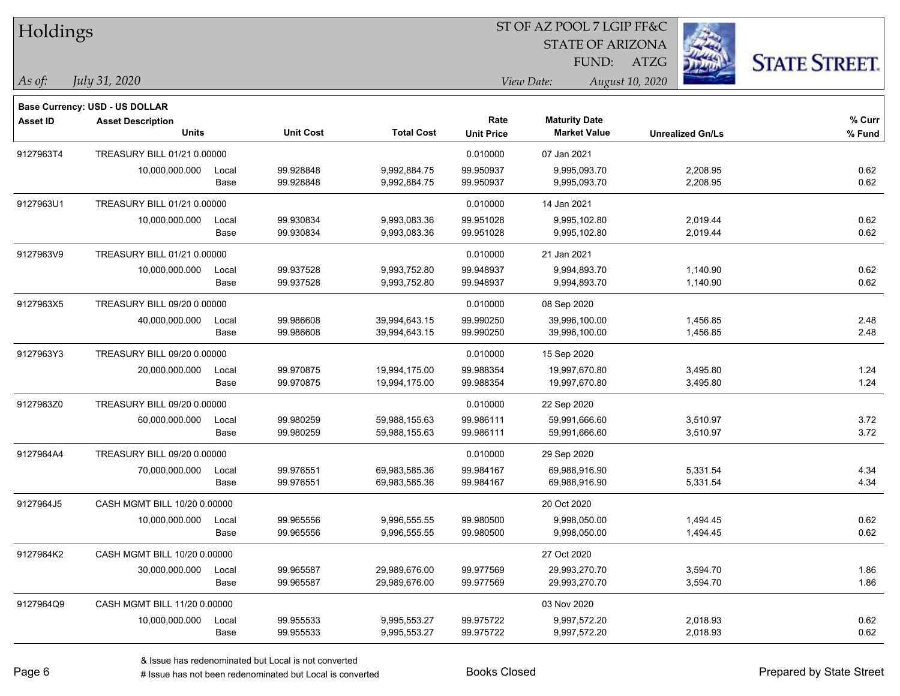# Holdings

ST OF AZ POOL 7 LGIP FF&C
STATE OF ARIZONA
FUND: ATZG

*As of:* *July 31, 2020*

*View Date:* *August 10, 2020*

**Base Currency: USD - US DOLLAR**

| Asset ID | Asset Description / Units | | Unit Cost | Total Cost | Rate / Unit Price | Maturity Date / Market Value | Unrealized Gn/Ls | % Curr / % Fund |
|---|---|---|---|---|---|---|---|---|
| 9127963T4 | TREASURY BILL 01/21 0.00000 | | | | 0.010000 | 07 Jan 2021 | | |
| | 10,000,000.000 | Local | 99.928848 | 9,992,884.75 | 99.950937 | 9,995,093.70 | 2,208.95 | 0.62 |
| | | Base | 99.928848 | 9,992,884.75 | 99.950937 | 9,995,093.70 | 2,208.95 | 0.62 |
| 9127963U1 | TREASURY BILL 01/21 0.00000 | | | | 0.010000 | 14 Jan 2021 | | |
| | 10,000,000.000 | Local | 99.930834 | 9,993,083.36 | 99.951028 | 9,995,102.80 | 2,019.44 | 0.62 |
| | | Base | 99.930834 | 9,993,083.36 | 99.951028 | 9,995,102.80 | 2,019.44 | 0.62 |
| 9127963V9 | TREASURY BILL 01/21 0.00000 | | | | 0.010000 | 21 Jan 2021 | | |
| | 10,000,000.000 | Local | 99.937528 | 9,993,752.80 | 99.948937 | 9,994,893.70 | 1,140.90 | 0.62 |
| | | Base | 99.937528 | 9,993,752.80 | 99.948937 | 9,994,893.70 | 1,140.90 | 0.62 |
| 9127963X5 | TREASURY BILL 09/20 0.00000 | | | | 0.010000 | 08 Sep 2020 | | |
| | 40,000,000.000 | Local | 99.986608 | 39,994,643.15 | 99.990250 | 39,996,100.00 | 1,456.85 | 2.48 |
| | | Base | 99.986608 | 39,994,643.15 | 99.990250 | 39,996,100.00 | 1,456.85 | 2.48 |
| 9127963Y3 | TREASURY BILL 09/20 0.00000 | | | | 0.010000 | 15 Sep 2020 | | |
| | 20,000,000.000 | Local | 99.970875 | 19,994,175.00 | 99.988354 | 19,997,670.80 | 3,495.80 | 1.24 |
| | | Base | 99.970875 | 19,994,175.00 | 99.988354 | 19,997,670.80 | 3,495.80 | 1.24 |
| 9127963Z0 | TREASURY BILL 09/20 0.00000 | | | | 0.010000 | 22 Sep 2020 | | |
| | 60,000,000.000 | Local | 99.980259 | 59,988,155.63 | 99.986111 | 59,991,666.60 | 3,510.97 | 3.72 |
| | | Base | 99.980259 | 59,988,155.63 | 99.986111 | 59,991,666.60 | 3,510.97 | 3.72 |
| 9127964A4 | TREASURY BILL 09/20 0.00000 | | | | 0.010000 | 29 Sep 2020 | | |
| | 70,000,000.000 | Local | 99.976551 | 69,983,585.36 | 99.984167 | 69,988,916.90 | 5,331.54 | 4.34 |
| | | Base | 99.976551 | 69,983,585.36 | 99.984167 | 69,988,916.90 | 5,331.54 | 4.34 |
| 9127964J5 | CASH MGMT BILL 10/20 0.00000 | | | | | 20 Oct 2020 | | |
| | 10,000,000.000 | Local | 99.965556 | 9,996,555.55 | 99.980500 | 9,998,050.00 | 1,494.45 | 0.62 |
| | | Base | 99.965556 | 9,996,555.55 | 99.980500 | 9,998,050.00 | 1,494.45 | 0.62 |
| 9127964K2 | CASH MGMT BILL 10/20 0.00000 | | | | | 27 Oct 2020 | | |
| | 30,000,000.000 | Local | 99.965587 | 29,989,676.00 | 99.977569 | 29,993,270.70 | 3,594.70 | 1.86 |
| | | Base | 99.965587 | 29,989,676.00 | 99.977569 | 29,993,270.70 | 3,594.70 | 1.86 |
| 9127964Q9 | CASH MGMT BILL 11/20 0.00000 | | | | | 03 Nov 2020 | | |
| | 10,000,000.000 | Local | 99.955533 | 9,995,553.27 | 99.975722 | 9,997,572.20 | 2,018.93 | 0.62 |
| | | Base | 99.955533 | 9,995,553.27 | 99.975722 | 9,997,572.20 | 2,018.93 | 0.62 |

& Issue has redenominated but Local is not converted
# Issue has not been redenominated but Local is converted

Books Closed

Prepared by State Street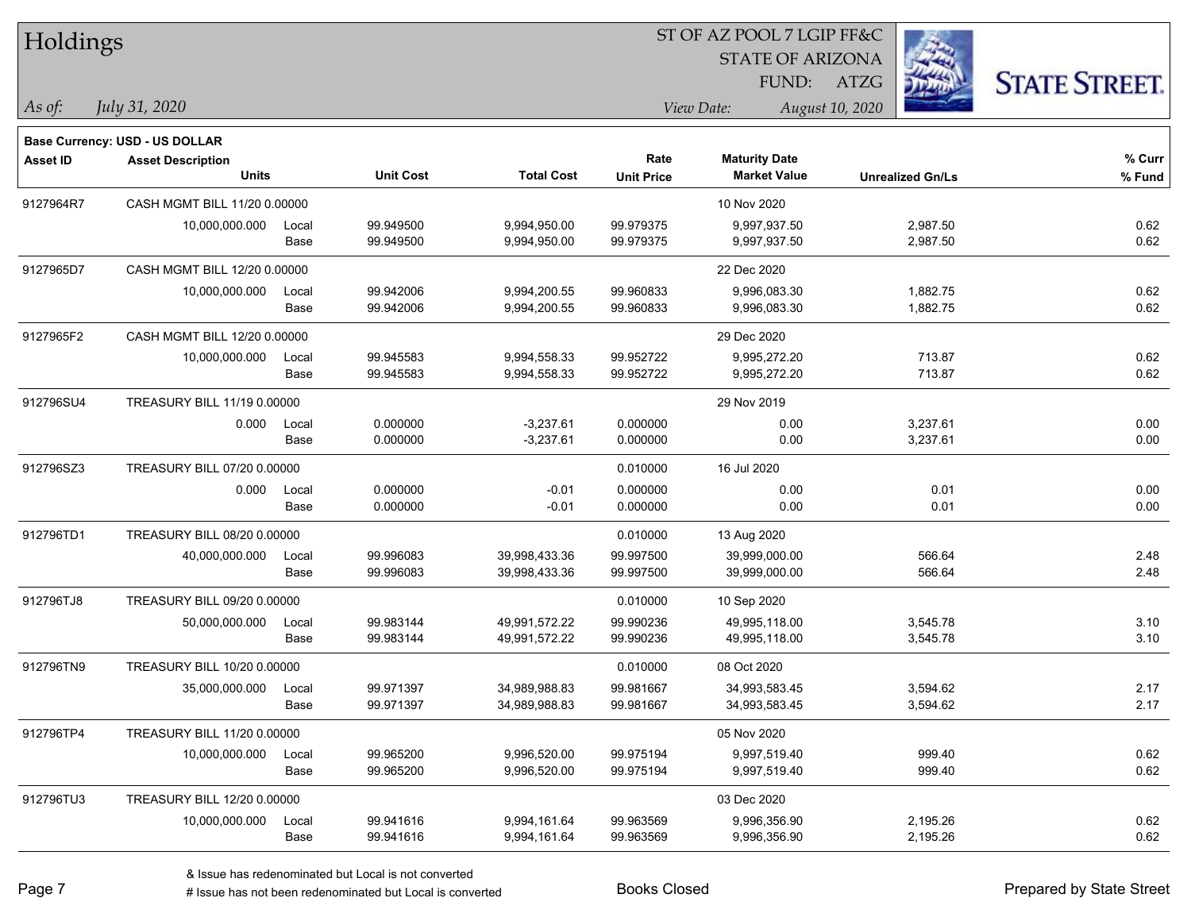# Holdings

ST OF AZ POOL 7 LGIP FF&C
STATE OF ARIZONA
FUND: ATZG

*As of: July 31, 2020*

*View Date: August 10, 2020*

**Base Currency: USD - US DOLLAR**

| Asset ID | Asset Description / Units | | Unit Cost | Total Cost | Rate / Unit Price | Maturity Date / Market Value | Unrealized Gn/Ls | % Curr / % Fund |
|---|---|---|---|---|---|---|---|---|
| 9127964R7 | CASH MGMT BILL 11/20 0.00000 | | | | | 10 Nov 2020 | | |
| | 10,000,000.000 | Local | 99.949500 | 9,994,950.00 | 99.979375 | 9,997,937.50 | 2,987.50 | 0.62 |
| | | Base | 99.949500 | 9,994,950.00 | 99.979375 | 9,997,937.50 | 2,987.50 | 0.62 |
| 9127965D7 | CASH MGMT BILL 12/20 0.00000 | | | | | 22 Dec 2020 | | |
| | 10,000,000.000 | Local | 99.942006 | 9,994,200.55 | 99.960833 | 9,996,083.30 | 1,882.75 | 0.62 |
| | | Base | 99.942006 | 9,994,200.55 | 99.960833 | 9,996,083.30 | 1,882.75 | 0.62 |
| 9127965F2 | CASH MGMT BILL 12/20 0.00000 | | | | | 29 Dec 2020 | | |
| | 10,000,000.000 | Local | 99.945583 | 9,994,558.33 | 99.952722 | 9,995,272.20 | 713.87 | 0.62 |
| | | Base | 99.945583 | 9,994,558.33 | 99.952722 | 9,995,272.20 | 713.87 | 0.62 |
| 912796SU4 | TREASURY BILL 11/19 0.00000 | | | | | 29 Nov 2019 | | |
| | 0.000 | Local | 0.000000 | -3,237.61 | 0.000000 | 0.00 | 3,237.61 | 0.00 |
| | | Base | 0.000000 | -3,237.61 | 0.000000 | 0.00 | 3,237.61 | 0.00 |
| 912796SZ3 | TREASURY BILL 07/20 0.00000 | | | | 0.010000 | 16 Jul 2020 | | |
| | 0.000 | Local | 0.000000 | -0.01 | 0.000000 | 0.00 | 0.01 | 0.00 |
| | | Base | 0.000000 | -0.01 | 0.000000 | 0.00 | 0.01 | 0.00 |
| 912796TD1 | TREASURY BILL 08/20 0.00000 | | | | 0.010000 | 13 Aug 2020 | | |
| | 40,000,000.000 | Local | 99.996083 | 39,998,433.36 | 99.997500 | 39,999,000.00 | 566.64 | 2.48 |
| | | Base | 99.996083 | 39,998,433.36 | 99.997500 | 39,999,000.00 | 566.64 | 2.48 |
| 912796TJ8 | TREASURY BILL 09/20 0.00000 | | | | 0.010000 | 10 Sep 2020 | | |
| | 50,000,000.000 | Local | 99.983144 | 49,991,572.22 | 99.990236 | 49,995,118.00 | 3,545.78 | 3.10 |
| | | Base | 99.983144 | 49,991,572.22 | 99.990236 | 49,995,118.00 | 3,545.78 | 3.10 |
| 912796TN9 | TREASURY BILL 10/20 0.00000 | | | | 0.010000 | 08 Oct 2020 | | |
| | 35,000,000.000 | Local | 99.971397 | 34,989,988.83 | 99.981667 | 34,993,583.45 | 3,594.62 | 2.17 |
| | | Base | 99.971397 | 34,989,988.83 | 99.981667 | 34,993,583.45 | 3,594.62 | 2.17 |
| 912796TP4 | TREASURY BILL 11/20 0.00000 | | | | | 05 Nov 2020 | | |
| | 10,000,000.000 | Local | 99.965200 | 9,996,520.00 | 99.975194 | 9,997,519.40 | 999.40 | 0.62 |
| | | Base | 99.965200 | 9,996,520.00 | 99.975194 | 9,997,519.40 | 999.40 | 0.62 |
| 912796TU3 | TREASURY BILL 12/20 0.00000 | | | | | 03 Dec 2020 | | |
| | 10,000,000.000 | Local | 99.941616 | 9,994,161.64 | 99.963569 | 9,996,356.90 | 2,195.26 | 0.62 |
| | | Base | 99.941616 | 9,994,161.64 | 99.963569 | 9,996,356.90 | 2,195.26 | 0.62 |

& Issue has redenominated but Local is not converted

# Issue has not been redenominated but Local is converted

Books Closed

Prepared by State Street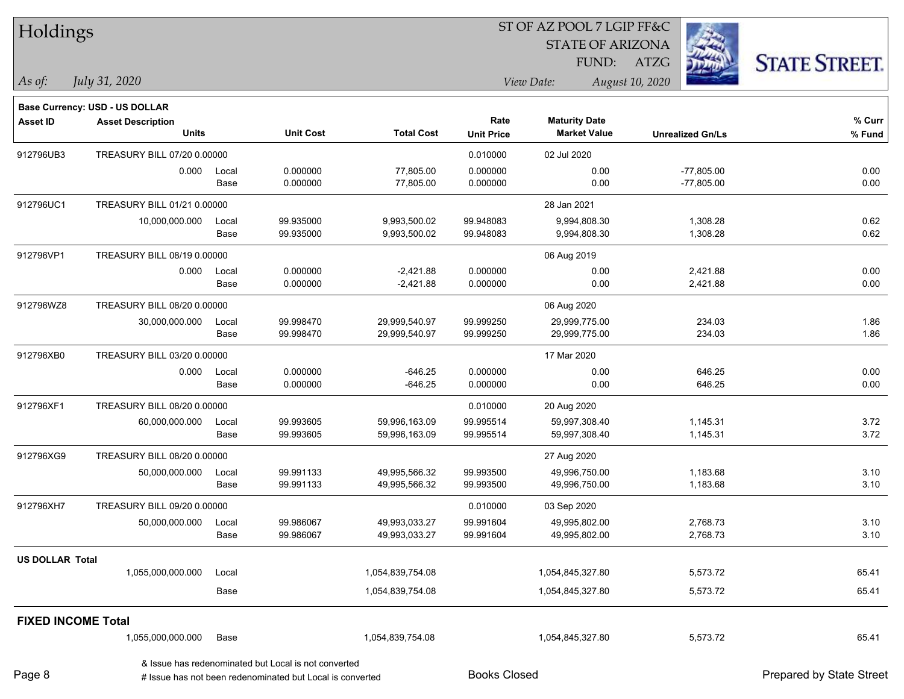# Holdings

ST OF AZ POOL 7 LGIP FF&C
STATE OF ARIZONA
FUND: ATZG

*As of:* *July 31, 2020*

*View Date:* *August 10, 2020*

**Base Currency: USD - US DOLLAR**

| Asset ID | Asset Description / Units | | Unit Cost | Total Cost | Rate / Unit Price | Maturity Date / Market Value | Unrealized Gn/Ls | % Curr / % Fund |
|---|---|---|---|---|---|---|---|---|
| 912796UB3 | TREASURY BILL 07/20 0.00000 | | | | 0.010000 | 02 Jul 2020 | | |
| | 0.000 | Local | 0.000000 | 77,805.00 | 0.000000 | 0.00 | -77,805.00 | 0.00 |
| | | Base | 0.000000 | 77,805.00 | 0.000000 | 0.00 | -77,805.00 | 0.00 |
| 912796UC1 | TREASURY BILL 01/21 0.00000 | | | | | 28 Jan 2021 | | |
| | 10,000,000.000 | Local | 99.935000 | 9,993,500.02 | 99.948083 | 9,994,808.30 | 1,308.28 | 0.62 |
| | | Base | 99.935000 | 9,993,500.02 | 99.948083 | 9,994,808.30 | 1,308.28 | 0.62 |
| 912796VP1 | TREASURY BILL 08/19 0.00000 | | | | | 06 Aug 2019 | | |
| | 0.000 | Local | 0.000000 | -2,421.88 | 0.000000 | 0.00 | 2,421.88 | 0.00 |
| | | Base | 0.000000 | -2,421.88 | 0.000000 | 0.00 | 2,421.88 | 0.00 |
| 912796WZ8 | TREASURY BILL 08/20 0.00000 | | | | | 06 Aug 2020 | | |
| | 30,000,000.000 | Local | 99.998470 | 29,999,540.97 | 99.999250 | 29,999,775.00 | 234.03 | 1.86 |
| | | Base | 99.998470 | 29,999,540.97 | 99.999250 | 29,999,775.00 | 234.03 | 1.86 |
| 912796XB0 | TREASURY BILL 03/20 0.00000 | | | | | 17 Mar 2020 | | |
| | 0.000 | Local | 0.000000 | -646.25 | 0.000000 | 0.00 | 646.25 | 0.00 |
| | | Base | 0.000000 | -646.25 | 0.000000 | 0.00 | 646.25 | 0.00 |
| 912796XF1 | TREASURY BILL 08/20 0.00000 | | | | 0.010000 | 20 Aug 2020 | | |
| | 60,000,000.000 | Local | 99.993605 | 59,996,163.09 | 99.995514 | 59,997,308.40 | 1,145.31 | 3.72 |
| | | Base | 99.993605 | 59,996,163.09 | 99.995514 | 59,997,308.40 | 1,145.31 | 3.72 |
| 912796XG9 | TREASURY BILL 08/20 0.00000 | | | | | 27 Aug 2020 | | |
| | 50,000,000.000 | Local | 99.991133 | 49,995,566.32 | 99.993500 | 49,996,750.00 | 1,183.68 | 3.10 |
| | | Base | 99.991133 | 49,995,566.32 | 99.993500 | 49,996,750.00 | 1,183.68 | 3.10 |
| 912796XH7 | TREASURY BILL 09/20 0.00000 | | | | 0.010000 | 03 Sep 2020 | | |
| | 50,000,000.000 | Local | 99.986067 | 49,993,033.27 | 99.991604 | 49,995,802.00 | 2,768.73 | 3.10 |
| | | Base | 99.986067 | 49,993,033.27 | 99.991604 | 49,995,802.00 | 2,768.73 | 3.10 |
| **US DOLLAR Total** | | | | | | | | |
| | 1,055,000,000.000 | Local | | 1,054,839,754.08 | | 1,054,845,327.80 | 5,573.72 | 65.41 |
| | | Base | | 1,054,839,754.08 | | 1,054,845,327.80 | 5,573.72 | 65.41 |
| **FIXED INCOME Total** | | | | | | | | |
| | 1,055,000,000.000 | Base | | 1,054,839,754.08 | | 1,054,845,327.80 | 5,573.72 | 65.41 |

& Issue has redenominated but Local is not converted
# Issue has not been redenominated but Local is converted

Books Closed

Prepared by State Street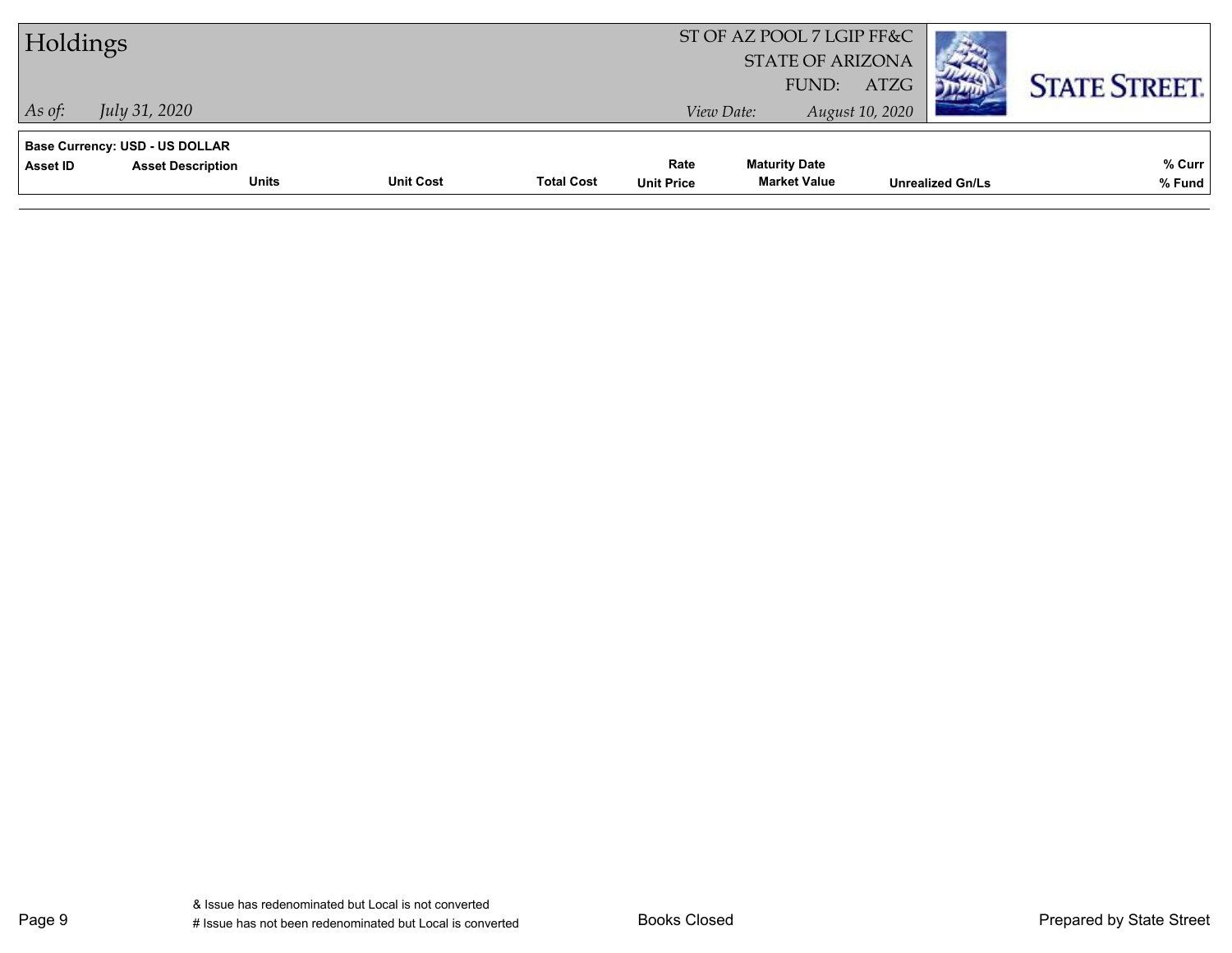# Holdings

ST OF AZ POOL 7 LGIP FF&C
STATE OF ARIZONA
FUND: ATZG

*As of:* *July 31, 2020*

*View Date:* *August 10, 2020*

**Base Currency: USD - US DOLLAR**

| Asset ID | Asset Description | | | | Rate | Maturity Date | | % Curr |
|---|---|---|---|---|---|---|---|---|
| | | Units | Unit Cost | Total Cost | Unit Price | Market Value | Unrealized Gn/Ls | % Fund |

& Issue has redenominated but Local is not converted
# Issue has not been redenominated but Local is converted

Books Closed

Prepared by State Street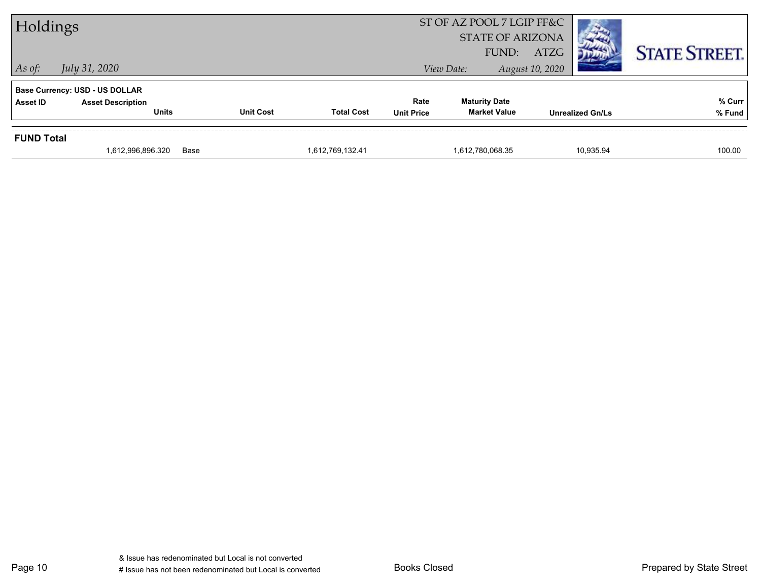# Holdings

ST OF AZ POOL 7 LGIP FF&C
STATE OF ARIZONA
FUND: ATZG

*As of:* *July 31, 2020*

*View Date:* *August 10, 2020*

**Base Currency: USD - US DOLLAR**

| Asset ID | Asset Description / Units | | Unit Cost | Total Cost | Rate / Unit Price | Maturity Date / Market Value | Unrealized Gn/Ls | % Curr / % Fund |
|---|---|---|---|---|---|---|---|---|
| **FUND Total** | | | | | | | | |
| | 1,612,996,896.320 | Base | | 1,612,769,132.41 | | 1,612,780,068.35 | 10,935.94 | 100.00 |

& Issue has redenominated but Local is not converted
# Issue has not been redenominated but Local is converted

Books Closed

Prepared by State Street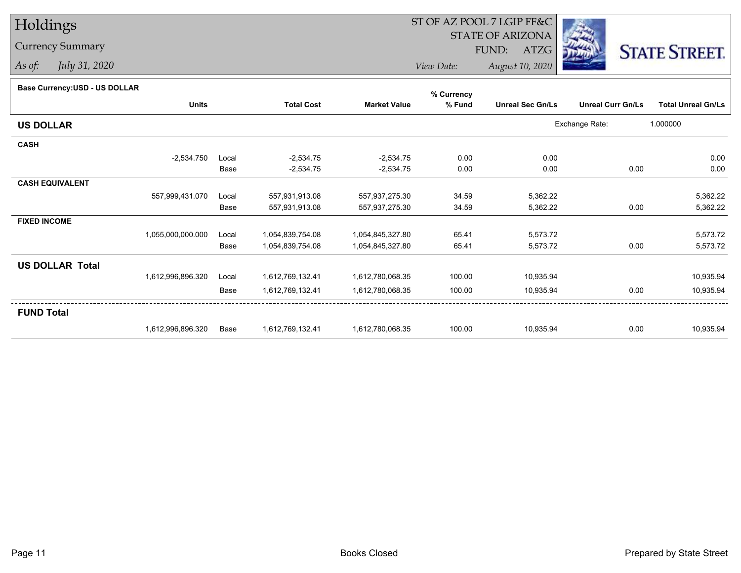# Holdings

## Currency Summary

*As of:* *July 31, 2020*

ST OF AZ POOL 7 LGIP FF&C
STATE OF ARIZONA
FUND: ATZG

*View Date:* *August 10, 2020*

STATE STREET.

**Base Currency:USD - US DOLLAR**

| | Units | | Total Cost | Market Value | % Currency % Fund | Unreal Sec Gn/Ls | Unreal Curr Gn/Ls | Total Unreal Gn/Ls |
|---|---|---|---|---|---|---|---|---|
| **US DOLLAR** | | | | | | Exchange Rate: | 1.000000 | |
| **CASH** | | | | | | | | |
| | -2,534.750 | Local | -2,534.75 | -2,534.75 | 0.00 | 0.00 | | 0.00 |
| | | Base | -2,534.75 | -2,534.75 | 0.00 | 0.00 | 0.00 | 0.00 |
| **CASH EQUIVALENT** | | | | | | | | |
| | 557,999,431.070 | Local | 557,931,913.08 | 557,937,275.30 | 34.59 | 5,362.22 | | 5,362.22 |
| | | Base | 557,931,913.08 | 557,937,275.30 | 34.59 | 5,362.22 | 0.00 | 5,362.22 |
| **FIXED INCOME** | | | | | | | | |
| | 1,055,000,000.000 | Local | 1,054,839,754.08 | 1,054,845,327.80 | 65.41 | 5,573.72 | | 5,573.72 |
| | | Base | 1,054,839,754.08 | 1,054,845,327.80 | 65.41 | 5,573.72 | 0.00 | 5,573.72 |
| **US DOLLAR Total** | | | | | | | | |
| | 1,612,996,896.320 | Local | 1,612,769,132.41 | 1,612,780,068.35 | 100.00 | 10,935.94 | | 10,935.94 |
| | | Base | 1,612,769,132.41 | 1,612,780,068.35 | 100.00 | 10,935.94 | 0.00 | 10,935.94 |
| **FUND Total** | | | | | | | | |
| | 1,612,996,896.320 | Base | 1,612,769,132.41 | 1,612,780,068.35 | 100.00 | 10,935.94 | 0.00 | 10,935.94 |

Books Closed

Prepared by State Street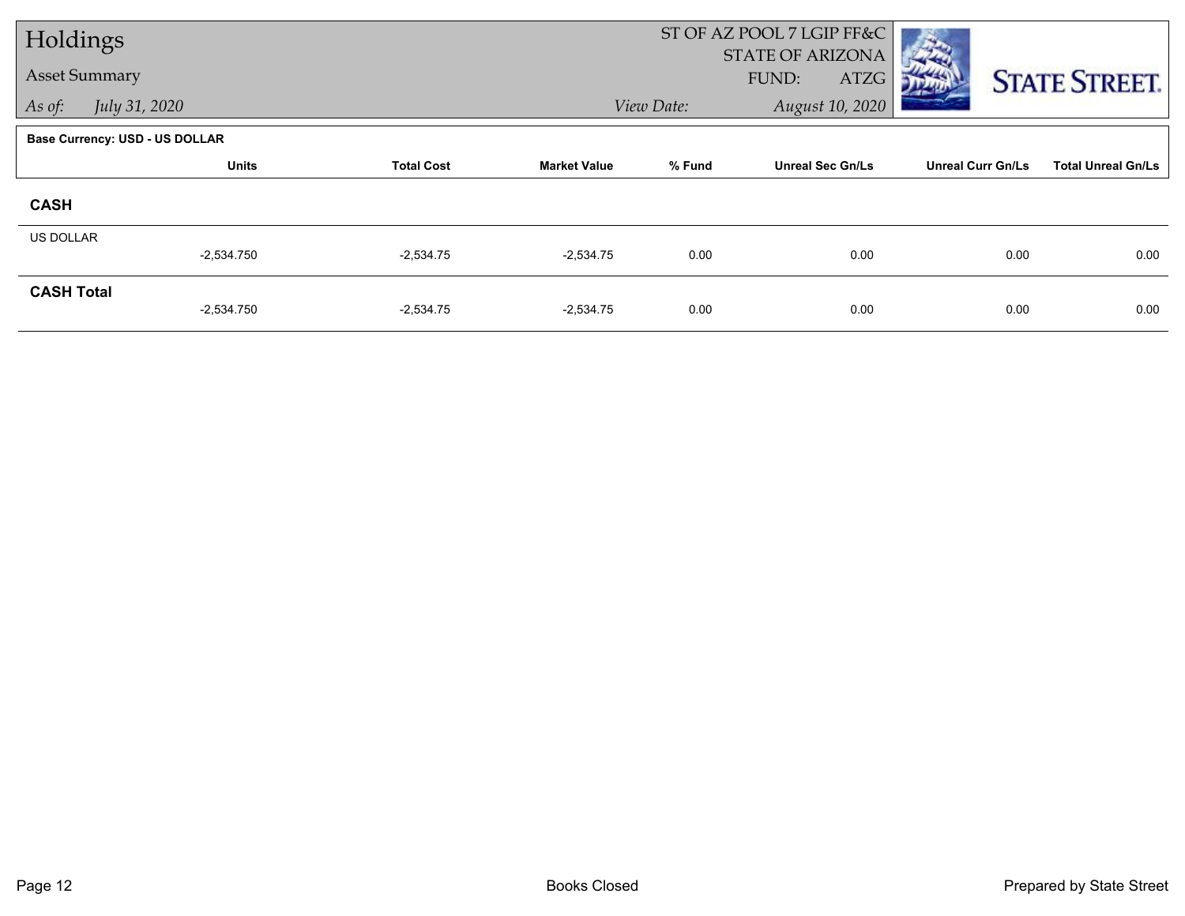# Holdings

## Asset Summary

*As of:* *July 31, 2020*

ST OF AZ POOL 7 LGIP FF&C
STATE OF ARIZONA
FUND: ATZG

*View Date:* *August 10, 2020*

**Base Currency: USD - US DOLLAR**

| | Units | Total Cost | Market Value | % Fund | Unreal Sec Gn/Ls | Unreal Curr Gn/Ls | Total Unreal Gn/Ls |
|---|---|---|---|---|---|---|---|
| **CASH** | | | | | | | |
| US DOLLAR | -2,534.750 | -2,534.75 | -2,534.75 | 0.00 | 0.00 | 0.00 | 0.00 |
| **CASH Total** | -2,534.750 | -2,534.75 | -2,534.75 | 0.00 | 0.00 | 0.00 | 0.00 |

Books Closed

Prepared by State Street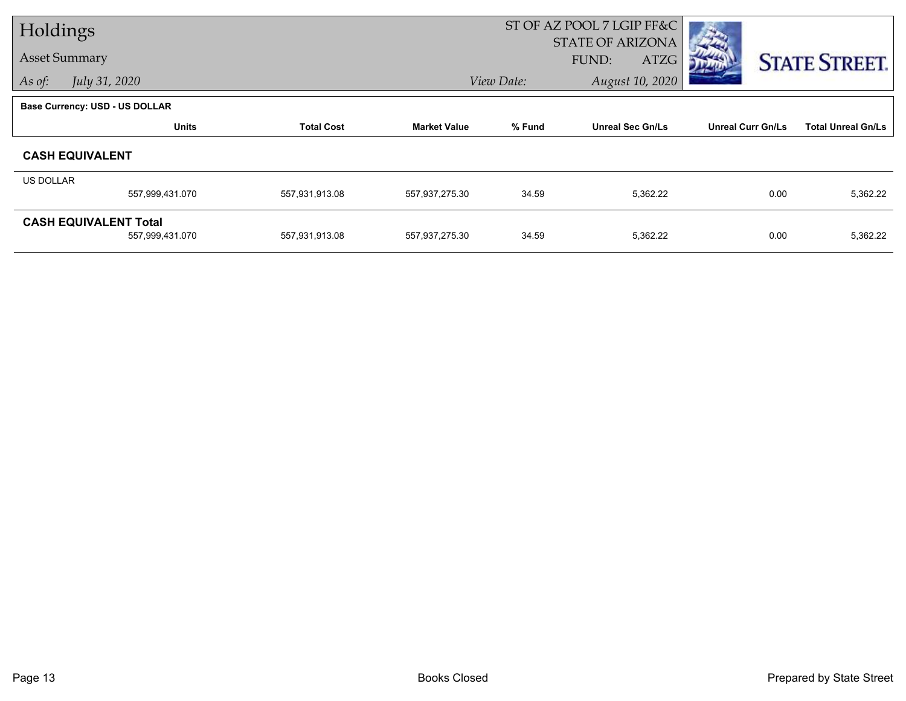# Holdings

## Asset Summary

*As of:* *July 31, 2020*

ST OF AZ POOL 7 LGIP FF&C
STATE OF ARIZONA
FUND: ATZG
*View Date:* *August 10, 2020*

**Base Currency: USD - US DOLLAR**

| | Units | Total Cost | Market Value | % Fund | Unreal Sec Gn/Ls | Unreal Curr Gn/Ls | Total Unreal Gn/Ls |
|---|---|---|---|---|---|---|---|
| **CASH EQUIVALENT** | | | | | | | |
| US DOLLAR | 557,999,431.070 | 557,931,913.08 | 557,937,275.30 | 34.59 | 5,362.22 | 0.00 | 5,362.22 |
| **CASH EQUIVALENT Total** | 557,999,431.070 | 557,931,913.08 | 557,937,275.30 | 34.59 | 5,362.22 | 0.00 | 5,362.22 |

Books Closed

Prepared by State Street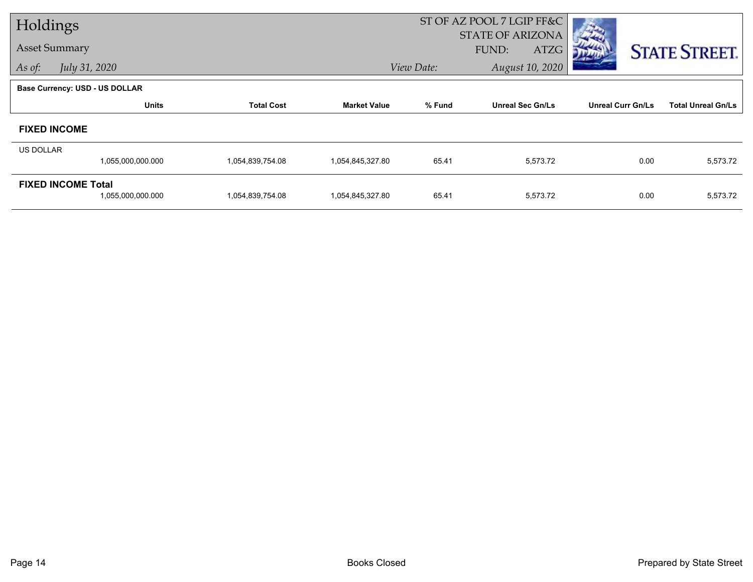# Holdings

## Asset Summary

*As of:* *July 31, 2020*

ST OF AZ POOL 7 LGIP FF&C
STATE OF ARIZONA
FUND: ATZG
*View Date:* *August 10, 2020*

**Base Currency: USD - US DOLLAR**

| | Units | Total Cost | Market Value | % Fund | Unreal Sec Gn/Ls | Unreal Curr Gn/Ls | Total Unreal Gn/Ls |
|---|---|---|---|---|---|---|---|
| **FIXED INCOME** | | | | | | | |
| US DOLLAR | 1,055,000,000.000 | 1,054,839,754.08 | 1,054,845,327.80 | 65.41 | 5,573.72 | 0.00 | 5,573.72 |
| **FIXED INCOME Total** | 1,055,000,000.000 | 1,054,839,754.08 | 1,054,845,327.80 | 65.41 | 5,573.72 | 0.00 | 5,573.72 |

Books Closed

Prepared by State Street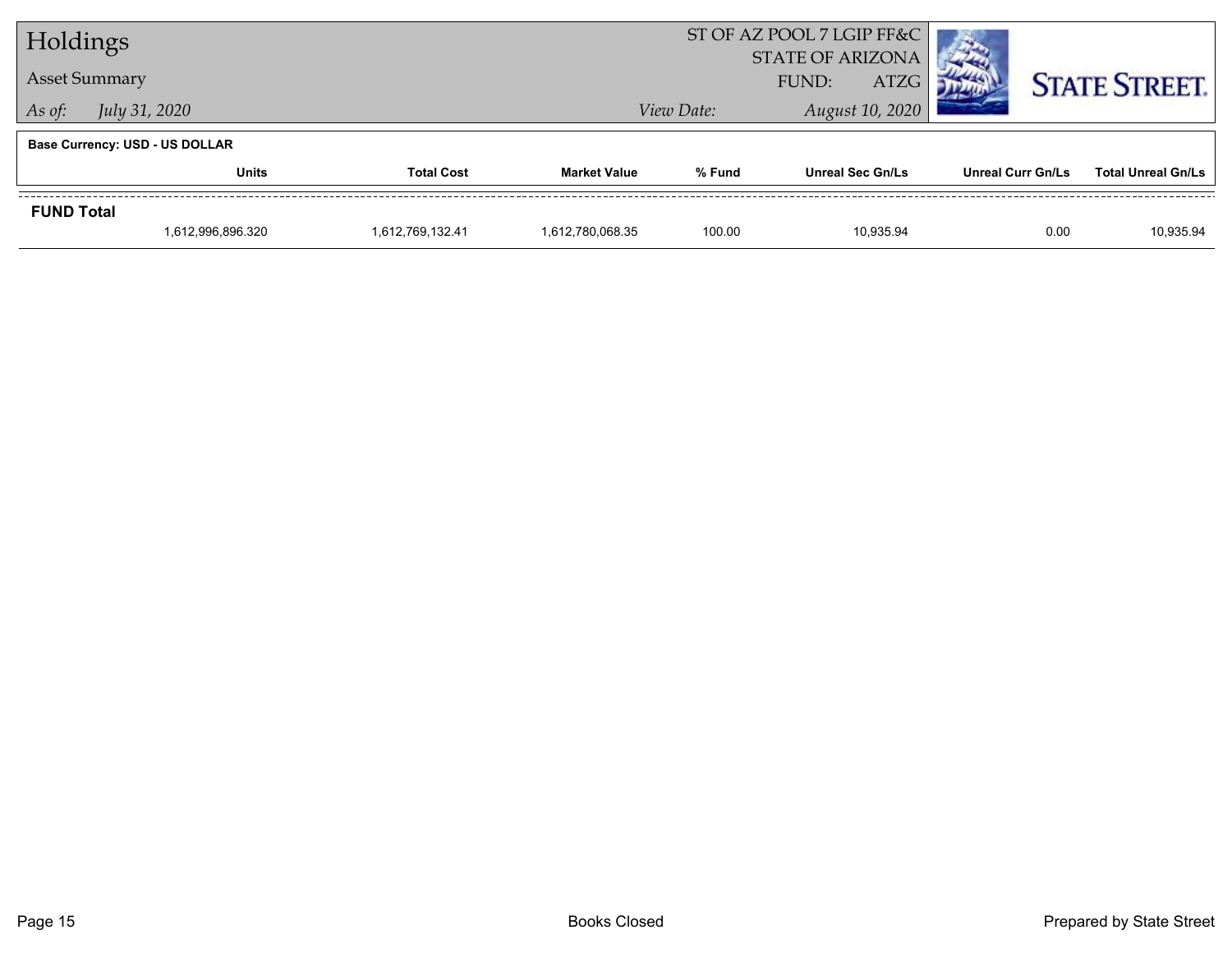# Holdings

## Asset Summary

*As of:* *July 31, 2020*

ST OF AZ POOL 7 LGIP FF&C
STATE OF ARIZONA
FUND: ATZG

*View Date:* *August 10, 2020*

STATE STREET.

**Base Currency: USD - US DOLLAR**

| | Units | Total Cost | Market Value | % Fund | Unreal Sec Gn/Ls | Unreal Curr Gn/Ls | Total Unreal Gn/Ls |
|---|---|---|---|---|---|---|---|
| **FUND Total** | | | | | | | |
| | 1,612,996,896.320 | 1,612,769,132.41 | 1,612,780,068.35 | 100.00 | 10,935.94 | 0.00 | 10,935.94 |

Books Closed

Prepared by State Street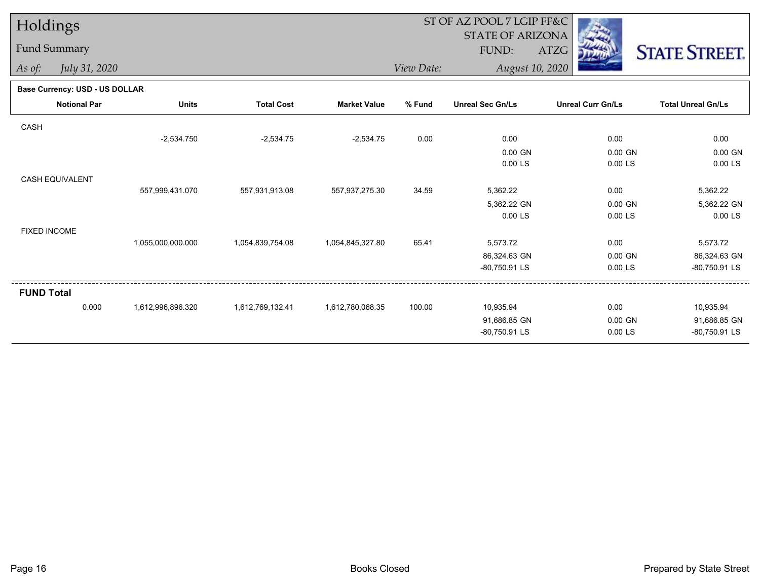# Holdings

## Fund Summary

*As of:* *July 31, 2020*

ST OF AZ POOL 7 LGIP FF&C
STATE OF ARIZONA
FUND: ATZG

*View Date:* *August 10, 2020*

STATE STREET.

**Base Currency: USD - US DOLLAR**

| Notional Par | Units | Total Cost | Market Value | % Fund | Unreal Sec Gn/Ls | Unreal Curr Gn/Ls | Total Unreal Gn/Ls |
|---|---|---|---|---|---|---|---|
| CASH | | | | | | | |
| | -2,534.750 | -2,534.75 | -2,534.75 | 0.00 | 0.00 | 0.00 | 0.00 |
| | | | | | 0.00 GN | 0.00 GN | 0.00 GN |
| | | | | | 0.00 LS | 0.00 LS | 0.00 LS |
| CASH EQUIVALENT | | | | | | | |
| | 557,999,431.070 | 557,931,913.08 | 557,937,275.30 | 34.59 | 5,362.22 | 0.00 | 5,362.22 |
| | | | | | 5,362.22 GN | 0.00 GN | 5,362.22 GN |
| | | | | | 0.00 LS | 0.00 LS | 0.00 LS |
| FIXED INCOME | | | | | | | |
| | 1,055,000,000.000 | 1,054,839,754.08 | 1,054,845,327.80 | 65.41 | 5,573.72 | 0.00 | 5,573.72 |
| | | | | | 86,324.63 GN | 0.00 GN | 86,324.63 GN |
| | | | | | -80,750.91 LS | 0.00 LS | -80,750.91 LS |
| **FUND Total** | | | | | | | |
| 0.000 | 1,612,996,896.320 | 1,612,769,132.41 | 1,612,780,068.35 | 100.00 | 10,935.94 | 0.00 | 10,935.94 |
| | | | | | 91,686.85 GN | 0.00 GN | 91,686.85 GN |
| | | | | | -80,750.91 LS | 0.00 LS | -80,750.91 LS |

Books Closed

Prepared by State Street